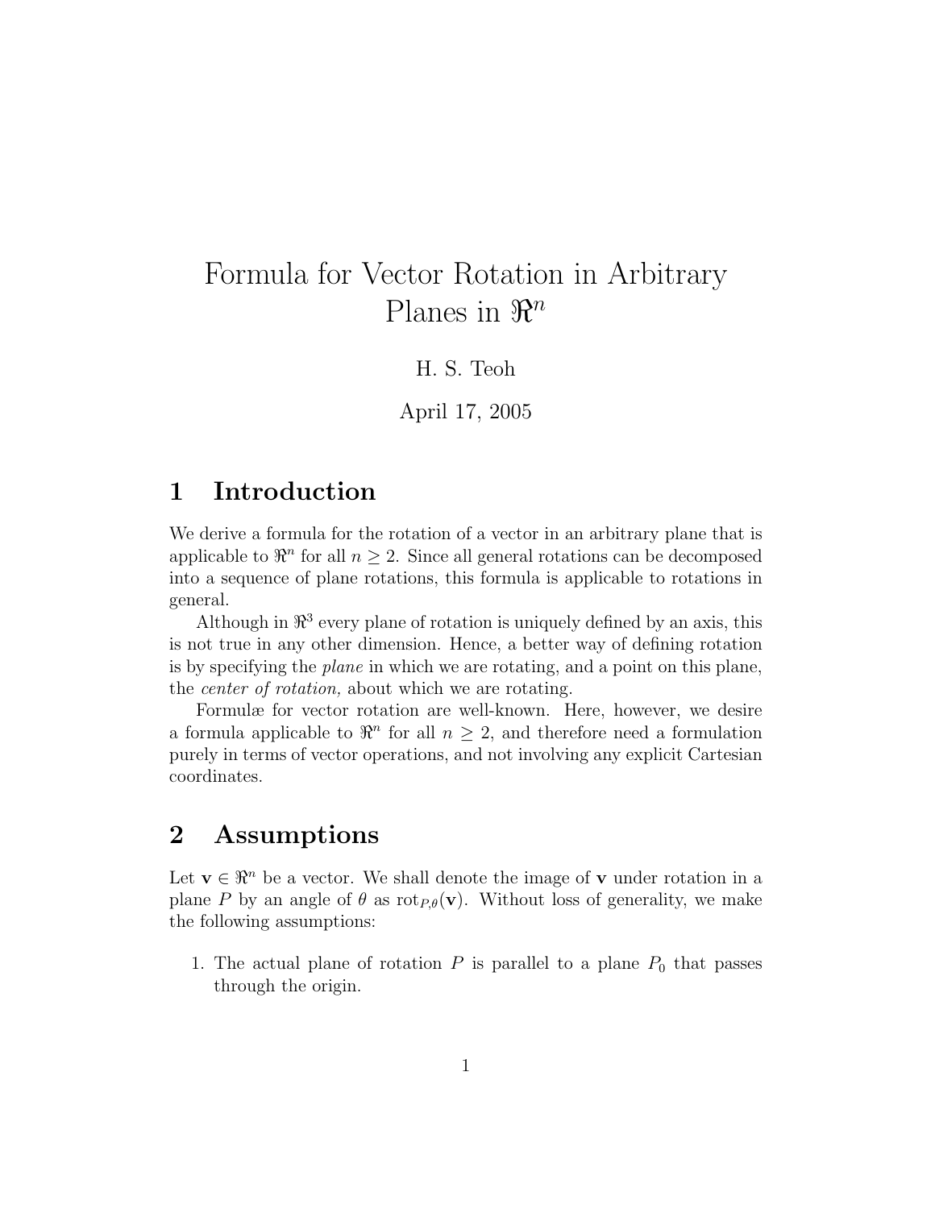# Formula for Vector Rotation in Arbitrary Planes in $\Re^n$

H. S. Teoh

April 17, 2005

## 1 Introduction

We derive a formula for the rotation of a vector in an arbitrary plane that is applicable to $\Re^n$ for all $n \geq 2$. Since all general rotations can be decomposed into a sequence of plane rotations, this formula is applicable to rotations in general.

Although in $\Re^3$ every plane of rotation is uniquely defined by an axis, this is not true in any other dimension. Hence, a better way of defining rotation is by specifying the *plane* in which we are rotating, and a point on this plane, the *center of rotation,* about which we are rotating.

Formulæ for vector rotation are well-known. Here, however, we desire a formula applicable to $\Re^n$ for all $n \geq 2$, and therefore need a formulation purely in terms of vector operations, and not involving any explicit Cartesian coordinates.

## 2 Assumptions

Let $\mathbf{v} \in \Re^n$ be a vector. We shall denote the image of $\mathbf{v}$ under rotation in a plane $P$ by an angle of $\theta$ as $\text{rot}_{P,\theta}(\mathbf{v})$. Without loss of generality, we make the following assumptions:

1. The actual plane of rotation $P$ is parallel to a plane $P_0$ that passes through the origin.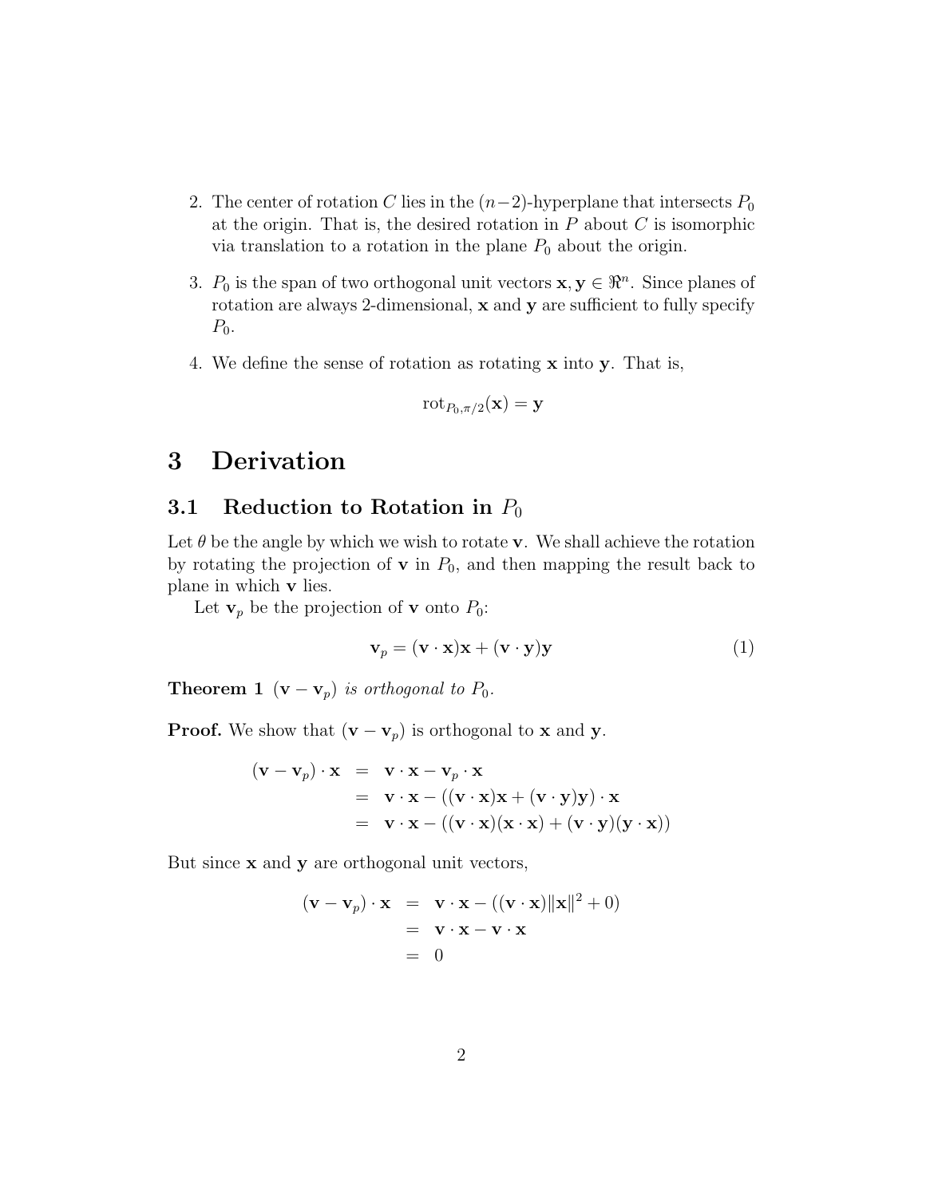2. The center of rotation $C$ lies in the $(n-2)$-hyperplane that intersects $P_0$ at the origin. That is, the desired rotation in $P$ about $C$ is isomorphic via translation to a rotation in the plane $P_0$ about the origin.

3. $P_0$ is the span of two orthogonal unit vectors $\mathbf{x}, \mathbf{y} \in \Re^n$. Since planes of rotation are always 2-dimensional, $\mathbf{x}$ and $\mathbf{y}$ are sufficient to fully specify $P_0$.

4. We define the sense of rotation as rotating $\mathbf{x}$ into $\mathbf{y}$. That is,

$$\text{rot}_{P_0,\pi/2}(\mathbf{x}) = \mathbf{y}$$

# 3 Derivation

## 3.1 Reduction to Rotation in $P_0$

Let $\theta$ be the angle by which we wish to rotate $\mathbf{v}$. We shall achieve the rotation by rotating the projection of $\mathbf{v}$ in $P_0$, and then mapping the result back to plane in which $\mathbf{v}$ lies.

Let $\mathbf{v}_p$ be the projection of $\mathbf{v}$ onto $P_0$:

$$\mathbf{v}_p = (\mathbf{v} \cdot \mathbf{x})\mathbf{x} + (\mathbf{v} \cdot \mathbf{y})\mathbf{y} \tag{1}$$

**Theorem 1** *$(\mathbf{v} - \mathbf{v}_p)$ is orthogonal to $P_0$.*

**Proof.** We show that $(\mathbf{v} - \mathbf{v}_p)$ is orthogonal to $\mathbf{x}$ and $\mathbf{y}$.

$$\begin{aligned}
(\mathbf{v} - \mathbf{v}_p) \cdot \mathbf{x} &= \mathbf{v} \cdot \mathbf{x} - \mathbf{v}_p \cdot \mathbf{x} \\
&= \mathbf{v} \cdot \mathbf{x} - ((\mathbf{v} \cdot \mathbf{x})\mathbf{x} + (\mathbf{v} \cdot \mathbf{y})\mathbf{y}) \cdot \mathbf{x} \\
&= \mathbf{v} \cdot \mathbf{x} - ((\mathbf{v} \cdot \mathbf{x})(\mathbf{x} \cdot \mathbf{x}) + (\mathbf{v} \cdot \mathbf{y})(\mathbf{y} \cdot \mathbf{x}))
\end{aligned}$$

But since $\mathbf{x}$ and $\mathbf{y}$ are orthogonal unit vectors,

$$\begin{aligned}
(\mathbf{v} - \mathbf{v}_p) \cdot \mathbf{x} &= \mathbf{v} \cdot \mathbf{x} - ((\mathbf{v} \cdot \mathbf{x})\|\mathbf{x}\|^2 + 0) \\
&= \mathbf{v} \cdot \mathbf{x} - \mathbf{v} \cdot \mathbf{x} \\
&= 0
\end{aligned}$$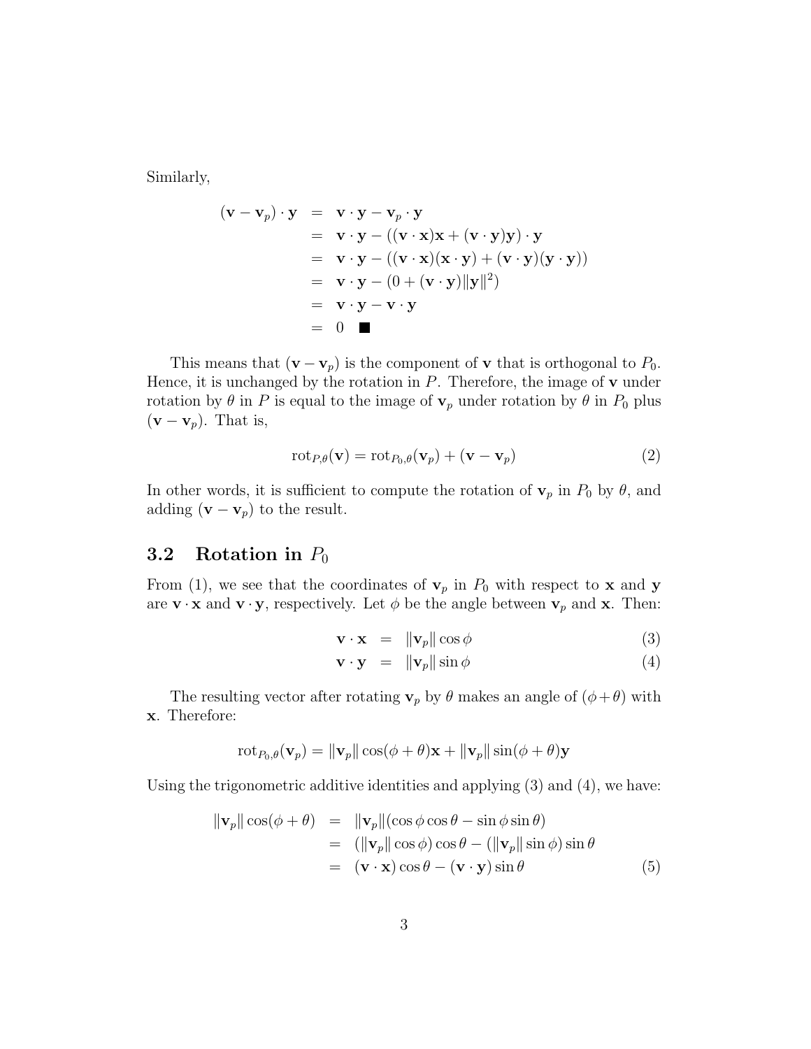Similarly,

$$
\begin{aligned}
(\mathbf{v} - \mathbf{v}_p) \cdot \mathbf{y} &= \mathbf{v} \cdot \mathbf{y} - \mathbf{v}_p \cdot \mathbf{y} \\
&= \mathbf{v} \cdot \mathbf{y} - ((\mathbf{v} \cdot \mathbf{x})\mathbf{x} + (\mathbf{v} \cdot \mathbf{y})\mathbf{y}) \cdot \mathbf{y} \\
&= \mathbf{v} \cdot \mathbf{y} - ((\mathbf{v} \cdot \mathbf{x})(\mathbf{x} \cdot \mathbf{y}) + (\mathbf{v} \cdot \mathbf{y})(\mathbf{y} \cdot \mathbf{y})) \\
&= \mathbf{v} \cdot \mathbf{y} - (0 + (\mathbf{v} \cdot \mathbf{y})\|\mathbf{y}\|^2) \\
&= \mathbf{v} \cdot \mathbf{y} - \mathbf{v} \cdot \mathbf{y} \\
&= 0 \quad \blacksquare
\end{aligned}
$$

This means that $(\mathbf{v} - \mathbf{v}_p)$ is the component of $\mathbf{v}$ that is orthogonal to $P_0$. Hence, it is unchanged by the rotation in $P$. Therefore, the image of $\mathbf{v}$ under rotation by $\theta$ in $P$ is equal to the image of $\mathbf{v}_p$ under rotation by $\theta$ in $P_0$ plus $(\mathbf{v} - \mathbf{v}_p)$. That is,

$$
\mathrm{rot}_{P,\theta}(\mathbf{v}) = \mathrm{rot}_{P_0,\theta}(\mathbf{v}_p) + (\mathbf{v} - \mathbf{v}_p) \tag{2}
$$

In other words, it is sufficient to compute the rotation of $\mathbf{v}_p$ in $P_0$ by $\theta$, and adding $(\mathbf{v} - \mathbf{v}_p)$ to the result.

## 3.2 Rotation in $P_0$

From (1), we see that the coordinates of $\mathbf{v}_p$ in $P_0$ with respect to $\mathbf{x}$ and $\mathbf{y}$ are $\mathbf{v} \cdot \mathbf{x}$ and $\mathbf{v} \cdot \mathbf{y}$, respectively. Let $\phi$ be the angle between $\mathbf{v}_p$ and $\mathbf{x}$. Then:

$$
\mathbf{v} \cdot \mathbf{x} = \|\mathbf{v}_p\| \cos\phi \tag{3}
$$

$$
\mathbf{v} \cdot \mathbf{y} = \|\mathbf{v}_p\| \sin\phi \tag{4}
$$

The resulting vector after rotating $\mathbf{v}_p$ by $\theta$ makes an angle of $(\phi + \theta)$ with $\mathbf{x}$. Therefore:

$$
\mathrm{rot}_{P_0,\theta}(\mathbf{v}_p) = \|\mathbf{v}_p\| \cos(\phi + \theta)\mathbf{x} + \|\mathbf{v}_p\| \sin(\phi + \theta)\mathbf{y}
$$

Using the trigonometric additive identities and applying (3) and (4), we have:

$$
\begin{aligned}
\|\mathbf{v}_p\| \cos(\phi + \theta) &= \|\mathbf{v}_p\|(\cos\phi\cos\theta - \sin\phi\sin\theta) \\
&= (\|\mathbf{v}_p\|\cos\phi)\cos\theta - (\|\mathbf{v}_p\|\sin\phi)\sin\theta \\
&= (\mathbf{v} \cdot \mathbf{x})\cos\theta - (\mathbf{v} \cdot \mathbf{y})\sin\theta
\end{aligned} \tag{5}
$$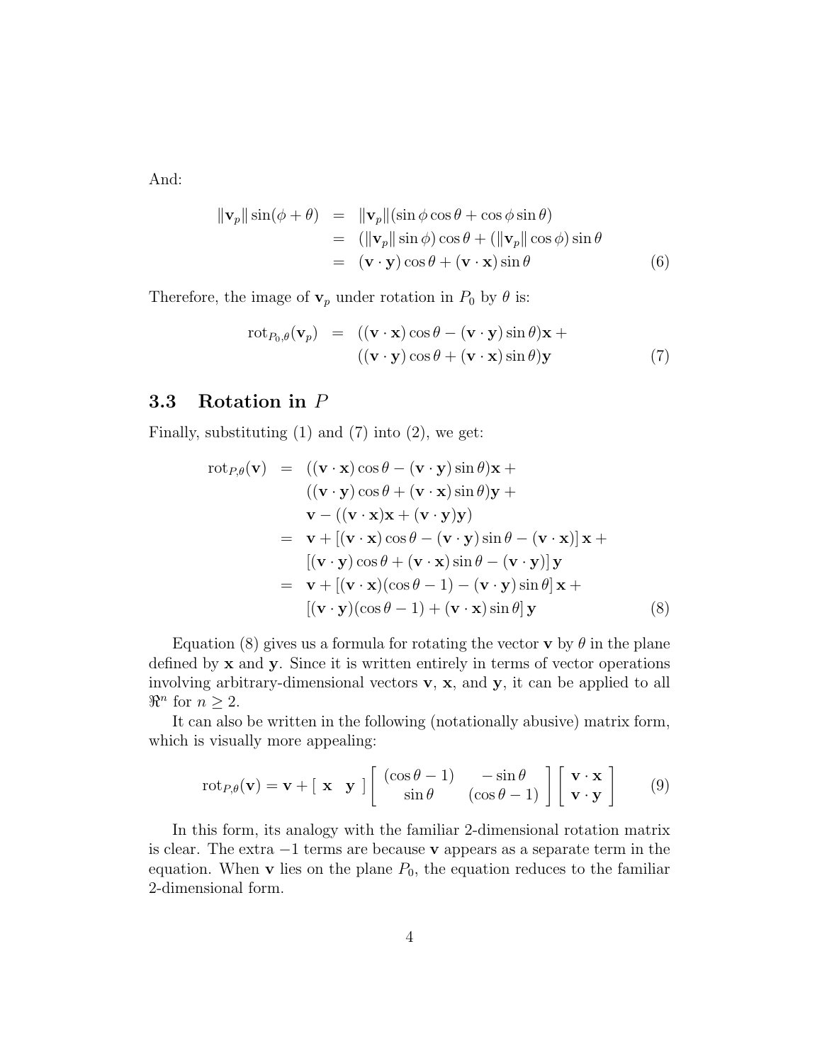And:

$$
\begin{aligned}
\|\mathbf{v}_p\| \sin(\phi + \theta) &= \|\mathbf{v}_p\|(\sin\phi\cos\theta + \cos\phi\sin\theta) \\
&= (\|\mathbf{v}_p\|\sin\phi)\cos\theta + (\|\mathbf{v}_p\|\cos\phi)\sin\theta \\
&= (\mathbf{v}\cdot\mathbf{y})\cos\theta + (\mathbf{v}\cdot\mathbf{x})\sin\theta \qquad (6)
\end{aligned}
$$

Therefore, the image of $\mathbf{v}_p$ under rotation in $P_0$ by $\theta$ is:

$$
\begin{aligned}
\text{rot}_{P_0,\theta}(\mathbf{v}_p) &= ((\mathbf{v}\cdot\mathbf{x})\cos\theta - (\mathbf{v}\cdot\mathbf{y})\sin\theta)\mathbf{x} + \\
&\quad ((\mathbf{v}\cdot\mathbf{y})\cos\theta + (\mathbf{v}\cdot\mathbf{x})\sin\theta)\mathbf{y} \qquad (7)
\end{aligned}
$$

### 3.3 Rotation in $P$

Finally, substituting (1) and (7) into (2), we get:

$$
\begin{aligned}
\text{rot}_{P,\theta}(\mathbf{v}) &= ((\mathbf{v}\cdot\mathbf{x})\cos\theta - (\mathbf{v}\cdot\mathbf{y})\sin\theta)\mathbf{x} + \\
&\quad ((\mathbf{v}\cdot\mathbf{y})\cos\theta + (\mathbf{v}\cdot\mathbf{x})\sin\theta)\mathbf{y} + \\
&\quad \mathbf{v} - ((\mathbf{v}\cdot\mathbf{x})\mathbf{x} + (\mathbf{v}\cdot\mathbf{y})\mathbf{y}) \\
&= \mathbf{v} + [(\mathbf{v}\cdot\mathbf{x})\cos\theta - (\mathbf{v}\cdot\mathbf{y})\sin\theta - (\mathbf{v}\cdot\mathbf{x})]\,\mathbf{x} + \\
&\quad [(\mathbf{v}\cdot\mathbf{y})\cos\theta + (\mathbf{v}\cdot\mathbf{x})\sin\theta - (\mathbf{v}\cdot\mathbf{y})]\,\mathbf{y} \\
&= \mathbf{v} + [(\mathbf{v}\cdot\mathbf{x})(\cos\theta - 1) - (\mathbf{v}\cdot\mathbf{y})\sin\theta]\,\mathbf{x} + \\
&\quad [(\mathbf{v}\cdot\mathbf{y})(\cos\theta - 1) + (\mathbf{v}\cdot\mathbf{x})\sin\theta]\,\mathbf{y} \qquad (8)
\end{aligned}
$$

Equation (8) gives us a formula for rotating the vector $\mathbf{v}$ by $\theta$ in the plane defined by $\mathbf{x}$ and $\mathbf{y}$. Since it is written entirely in terms of vector operations involving arbitrary-dimensional vectors $\mathbf{v}$, $\mathbf{x}$, and $\mathbf{y}$, it can be applied to all $\Re^n$ for $n \geq 2$.

It can also be written in the following (notationally abusive) matrix form, which is visually more appealing:

$$
\text{rot}_{P,\theta}(\mathbf{v}) = \mathbf{v} + [\ \mathbf{x}\ \ \mathbf{y}\ ] \begin{bmatrix} (\cos\theta - 1) & -\sin\theta \\ \sin\theta & (\cos\theta - 1) \end{bmatrix} \begin{bmatrix} \mathbf{v}\cdot\mathbf{x} \\ \mathbf{v}\cdot\mathbf{y} \end{bmatrix} \qquad (9)
$$

In this form, its analogy with the familiar 2-dimensional rotation matrix is clear. The extra $-1$ terms are because $\mathbf{v}$ appears as a separate term in the equation. When $\mathbf{v}$ lies on the plane $P_0$, the equation reduces to the familiar 2-dimensional form.